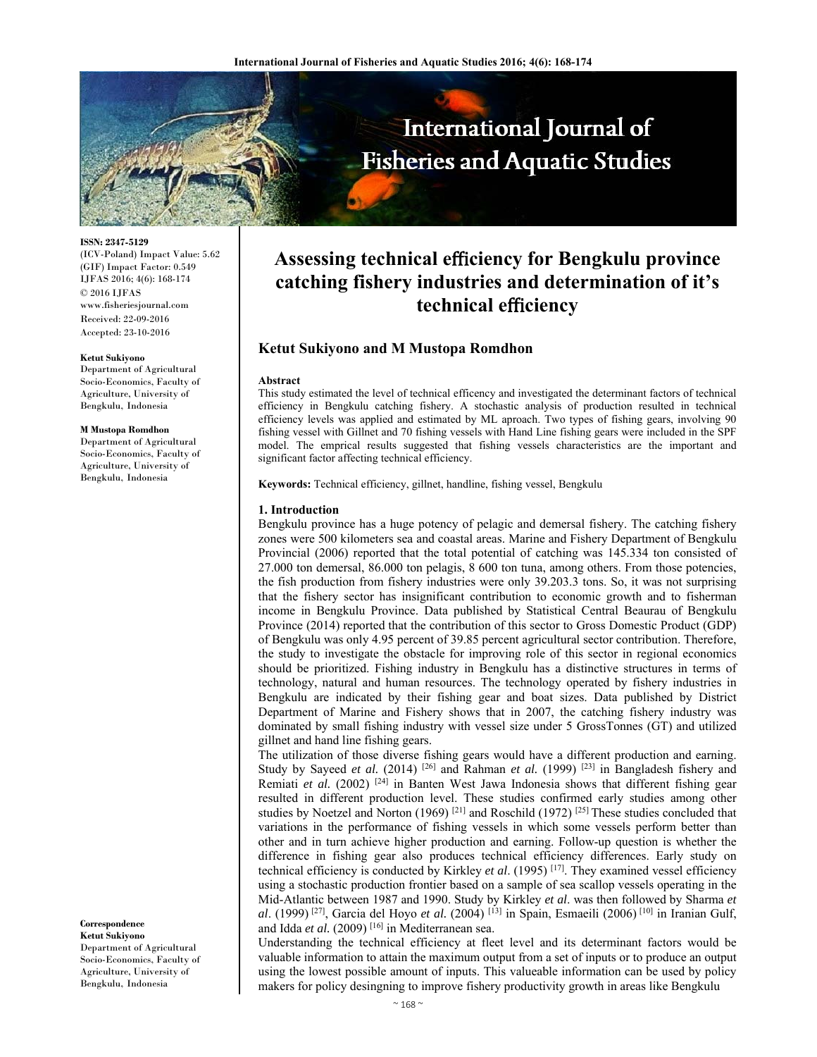ISSN: 2347-5129
(ICV-Poland) Impact Value: 5.62
(GIF) Impact Factor: 0.549
IJFAS 2016; 4(6): 168-174
© 2016 IJFAS
www.fisheriesjournal.com
Received: 22-09-2016
Accepted: 23-10-2016

**Ketut Sukiyono**
Department of Agricultural Socio-Economics, Faculty of Agriculture, University of Bengkulu, Indonesia

**M Mustopa Romdhon**
Department of Agricultural Socio-Economics, Faculty of Agriculture, University of Bengkulu, Indonesia

**Correspondence**
**Ketut Sukiyono**
Department of Agricultural Socio-Economics, Faculty of Agriculture, University of Bengkulu, Indonesia

# Assessing technical efficiency for Bengkulu province catching fishery industries and determination of it's technical efficiency

**Ketut Sukiyono and M Mustopa Romdhon**

**Abstract**

This study estimated the level of technical efficency and investigated the determinant factors of technical efficiency in Bengkulu catching fishery. A stochastic analysis of production resulted in technical efficiency levels was applied and estimated by ML aproach. Two types of fishing gears, involving 90 fishing vessel with Gillnet and 70 fishing vessels with Hand Line fishing gears were included in the SPF model. The emprical results suggested that fishing vessels characteristics are the important and significant factor affecting technical efficiency.

**Keywords:** Technical efficiency, gillnet, handline, fishing vessel, Bengkulu

## 1. Introduction

Bengkulu province has a huge potency of pelagic and demersal fishery. The catching fishery zones were 500 kilometers sea and coastal areas. Marine and Fishery Department of Bengkulu Provincial (2006) reported that the total potential of catching was 145.334 ton consisted of 27.000 ton demersal, 86.000 ton pelagis, 8 600 ton tuna, among others. From those potencies, the fish production from fishery industries were only 39.203.3 tons. So, it was not surprising that the fishery sector has insignificant contribution to economic growth and to fisherman income in Bengkulu Province. Data published by Statistical Central Beaurau of Bengkulu Province (2014) reported that the contribution of this sector to Gross Domestic Product (GDP) of Bengkulu was only 4.95 percent of 39.85 percent agricultural sector contribution. Therefore, the study to investigate the obstacle for improving role of this sector in regional economics should be prioritized. Fishing industry in Bengkulu has a distinctive structures in terms of technology, natural and human resources. The technology operated by fishery industries in Bengkulu are indicated by their fishing gear and boat sizes. Data published by District Department of Marine and Fishery shows that in 2007, the catching fishery industry was dominated by small fishing industry with vessel size under 5 GrossTonnes (GT) and utilized gillnet and hand line fishing gears.

The utilization of those diverse fishing gears would have a different production and earning. Study by Sayeed *et al.* (2014) [26] and Rahman *et al.* (1999) [23] in Bangladesh fishery and Remiati *et al.* (2002) [24] in Banten West Jawa Indonesia shows that different fishing gear resulted in different production level. These studies confirmed early studies among other studies by Noetzel and Norton (1969) [21] and Roschild (1972) [25] These studies concluded that variations in the performance of fishing vessels in which some vessels perform better than other and in turn achieve higher production and earning. Follow-up question is whether the difference in fishing gear also produces technical efficiency differences. Early study on technical efficiency is conducted by Kirkley *et al*. (1995) [17]. They examined vessel efficiency using a stochastic production frontier based on a sample of sea scallop vessels operating in the Mid-Atlantic between 1987 and 1990. Study by Kirkley *et al*. was then followed by Sharma *et al*. (1999) [27], Garcia del Hoyo *et al.* (2004) [13] in Spain, Esmaeili (2006) [10] in Iranian Gulf, and Idda *et al.* (2009) [16] in Mediterranean sea.

Understanding the technical efficiency at fleet level and its determinant factors would be valuable information to attain the maximum output from a set of inputs or to produce an output using the lowest possible amount of inputs. This valueable information can be used by policy makers for policy desingning to improve fishery productivity growth in areas like Bengkulu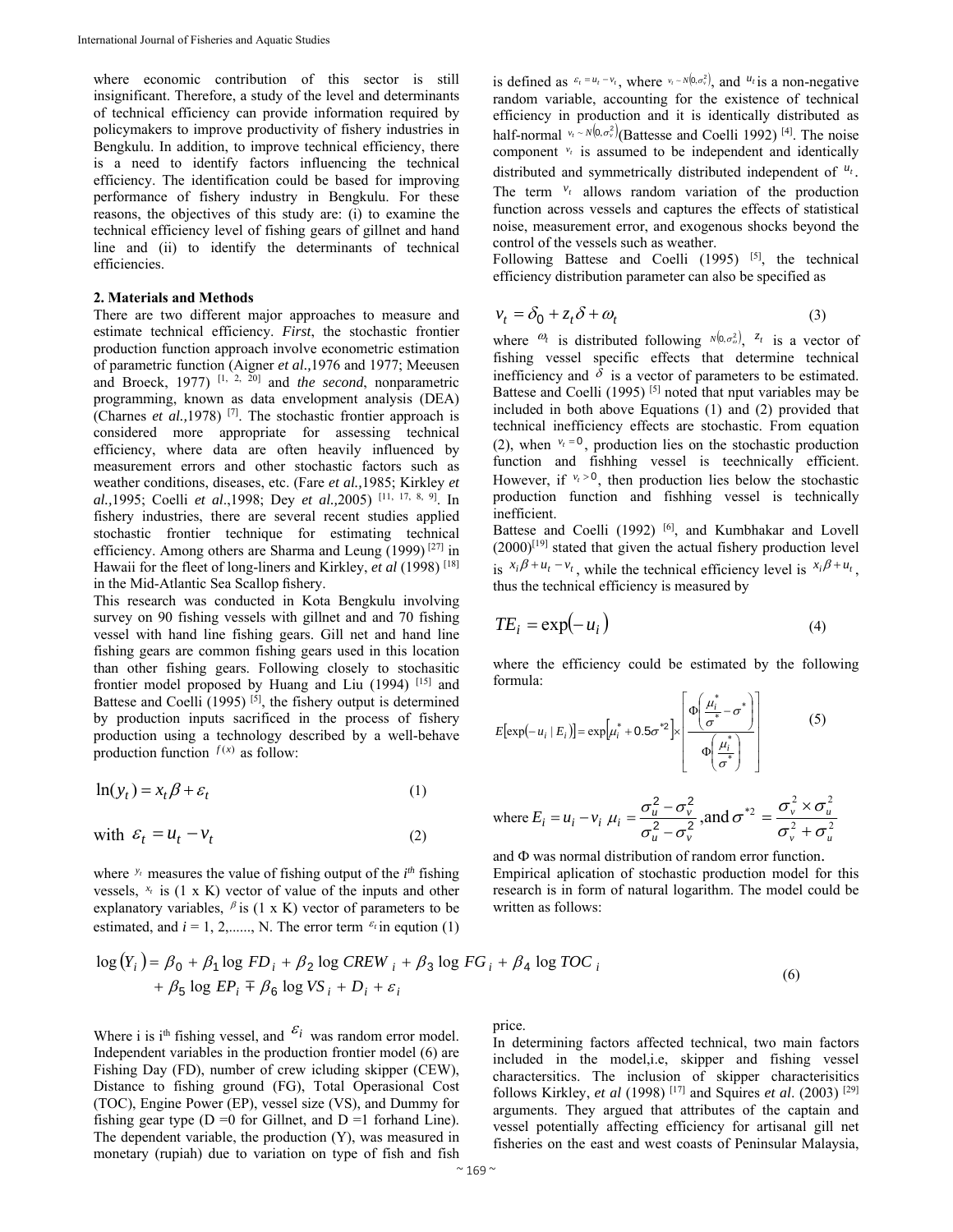where economic contribution of this sector is still insignificant. Therefore, a study of the level and determinants of technical efficiency can provide information required by policymakers to improve productivity of fishery industries in Bengkulu. In addition, to improve technical efficiency, there is a need to identify factors influencing the technical efficiency. The identification could be based for improving performance of fishery industry in Bengkulu. For these reasons, the objectives of this study are: (i) to examine the technical efficiency level of fishing gears of gillnet and hand line and (ii) to identify the determinants of technical efficiencies.

## 2. Materials and Methods

There are two different major approaches to measure and estimate technical efficiency. *First*, the stochastic frontier production function approach involve econometric estimation of parametric function (Aigner *et al.,*1976 and 1977; Meeusen and Broeck, 1977) [1, 2, 20] and *the second*, nonparametric programming, known as data envelopment analysis (DEA) (Charnes *et al.,*1978) [7]. The stochastic frontier approach is considered more appropriate for assessing technical efficiency, where data are often heavily influenced by measurement errors and other stochastic factors such as weather conditions, diseases, etc. (Fare *et al.,*1985; Kirkley *et al.,*1995; Coelli *et al*.,1998; Dey *et al.,*2005) [11, 17, 8, 9]. In fishery industries, there are several recent studies applied stochastic frontier technique for estimating technical efficiency. Among others are Sharma and Leung (1999) [27] in Hawaii for the fleet of long-liners and Kirkley, *et al* (1998) [18] in the Mid-Atlantic Sea Scallop fishery.

This research was conducted in Kota Bengkulu involving survey on 90 fishing vessels with gillnet and and 70 fishing vessel with hand line fishing gears. Gill net and hand line fishing gears are common fishing gears used in this location than other fishing gears. Following closely to stochasitic frontier model proposed by Huang and Liu (1994) [15] and Battese and Coelli (1995) [5], the fishery output is determined by production inputs sacrificed in the process of fishery production using a technology described by a well-behave production function $f(x)$ as follow:

$$\ln(y_t) = x_t\beta + \varepsilon_t \tag{1}$$

$$\text{with } \varepsilon_t = u_t - v_t \tag{2}$$

where $y_t$ measures the value of fishing output of the $i^{th}$ fishing vessels, $x_t$ is (1 x K) vector of value of the inputs and other explanatory variables, $\beta$ is (1 x K) vector of parameters to be estimated, and *i* = 1, 2,......, N. The error term $\varepsilon_t$ in eqution (1) is defined as $\varepsilon_t = u_t - v_t$, where $v_t \sim N(0, \sigma_v^2)$, and $u_t$ is a non-negative random variable, accounting for the existence of technical efficiency in production and it is identically distributed as half-normal $v_t \sim N(0, \sigma_v^2)$(Battesse and Coelli 1992) [4]. The noise component $v_t$ is assumed to be independent and identically distributed and symmetrically distributed independent of $u_t$. The term $v_t$ allows random variation of the production function across vessels and captures the effects of statistical noise, measurement error, and exogenous shocks beyond the control of the vessels such as weather.

Following Battese and Coelli (1995) [5], the technical efficiency distribution parameter can also be specified as

$$v_t = \delta_0 + z_t\delta + \omega_t \tag{3}$$

where $\omega_t$ is distributed following $N(0, \sigma_\omega^2)$, $z_t$ is a vector of fishing vessel specific effects that determine technical inefficiency and $\delta$ is a vector of parameters to be estimated. Battese and Coelli (1995) [5] noted that nput variables may be included in both above Equations (1) and (2) provided that technical inefficiency effects are stochastic. From equation (2), when $v_t = 0$, production lies on the stochastic production function and fishhing vessel is teechnically efficient. However, if $v_t > 0$, then production lies below the stochastic production function and fishhing vessel is technically inefficient.

Battese and Coelli (1992) [6], and Kumbhakar and Lovell (2000)[19] stated that given the actual fishery production level is $x_i\beta + u_t - v_t$, while the technical efficiency level is $x_i\beta + u_t$, thus the technical efficiency is measured by

$$TE_i = \exp(-u_i) \tag{4}$$

where the efficiency could be estimated by the following formula:

$$E[\exp(-u_i \mid E_i)] = \exp\left[\mu_i^* + 0.5\sigma^{*2}\right] \times \left[\frac{\Phi\left(\frac{\mu_i^*}{\sigma^*} - \sigma^*\right)}{\Phi\left(\frac{\mu_i^*}{\sigma^*}\right)}\right] \tag{5}$$

where $E_i = u_i - v_i$ $\mu_i = \dfrac{\sigma_u^2 - \sigma_v^2}{\sigma_u^2 - \sigma_v^2}$ ,and $\sigma^{*2} = \dfrac{\sigma_v^2 \times \sigma_u^2}{\sigma_v^2 + \sigma_u^2}$

and Φ was normal distribution of random error function.

Empirical aplication of stochastic production model for this research is in form of natural logarithm. The model could be written as follows:

$$\log(Y_i) = \beta_0 + \beta_1 \log FD_i + \beta_2 \log CREW_i + \beta_3 \log FG_i + \beta_4 \log TOC_i + \beta_5 \log EP_i \mp \beta_6 \log VS_i + D_i + \varepsilon_i \tag{6}$$

Where i is $i^{th}$ fishing vessel, and $\varepsilon_i$ was random error model. Independent variables in the production frontier model (6) are Fishing Day (FD), number of crew icluding skipper (CEW), Distance to fishing ground (FG), Total Operasional Cost (TOC), Engine Power (EP), vessel size (VS), and Dummy for fishing gear type (D =0 for Gillnet, and D =1 forhand Line). The dependent variable, the production (Y), was measured in monetary (rupiah) due to variation on type of fish and fish price.

In determining factors affected technical, two main factors included in the model,i.e, skipper and fishing vessel charactersitics. The inclusion of skipper characterisitics follows Kirkley, *et al* (1998) [17] and Squires *et al*. (2003) [29] arguments. They argued that attributes of the captain and vessel potentially affecting efficiency for artisanal gill net fisheries on the east and west coasts of Peninsular Malaysia,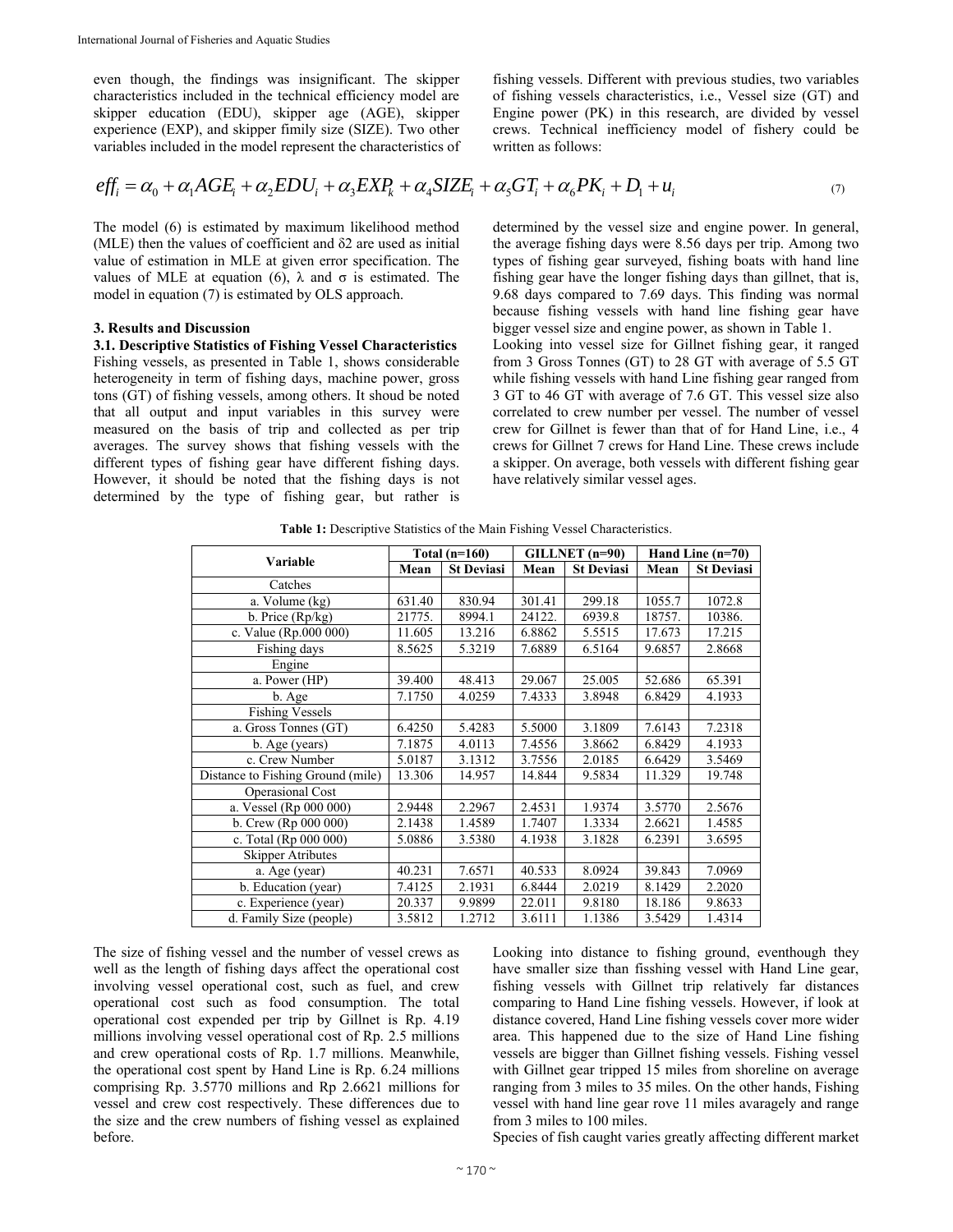even though, the findings was insignificant. The skipper characteristics included in the technical efficiency model are skipper education (EDU), skipper age (AGE), skipper experience (EXP), and skipper fimily size (SIZE). Two other variables included in the model represent the characteristics of fishing vessels. Different with previous studies, two variables of fishing vessels characteristics, i.e., Vessel size (GT) and Engine power (PK) in this research, are divided by vessel crews. Technical inefficiency model of fishery could be written as follows:

$$eff_i = \alpha_0 + \alpha_1 AGE_i + \alpha_2 EDU_i + \alpha_3 EXP_k + \alpha_4 SIZE_i + \alpha_5 GT_i + \alpha_6 PK_i + D_1 + u_i \tag{7}$$

The model (6) is estimated by maximum likelihood method (MLE) then the values of coefficient and δ2 are used as initial value of estimation in MLE at given error specification. The values of MLE at equation (6), λ and σ is estimated. The model in equation (7) is estimated by OLS approach.

## 3. Results and Discussion

### 3.1. Descriptive Statistics of Fishing Vessel Characteristics

Fishing vessels, as presented in Table 1, shows considerable heterogeneity in term of fishing days, machine power, gross tons (GT) of fishing vessels, among others. It shoud be noted that all output and input variables in this survey were measured on the basis of trip and collected as per trip averages. The survey shows that fishing vessels with the different types of fishing gear have different fishing days. However, it should be noted that the fishing days is not determined by the type of fishing gear, but rather is determined by the vessel size and engine power. In general, the average fishing days were 8.56 days per trip. Among two types of fishing gear surveyed, fishing boats with hand line fishing gear have the longer fishing days than gillnet, that is, 9.68 days compared to 7.69 days. This finding was normal because fishing vessels with hand line fishing gear have bigger vessel size and engine power, as shown in Table 1.

Looking into vessel size for Gillnet fishing gear, it ranged from 3 Gross Tonnes (GT) to 28 GT with average of 5.5 GT while fishing vessels with hand Line fishing gear ranged from 3 GT to 46 GT with average of 7.6 GT. This vessel size also correlated to crew number per vessel. The number of vessel crew for Gillnet is fewer than that of for Hand Line, i.e., 4 crews for Gillnet 7 crews for Hand Line. These crews include a skipper. On average, both vessels with different fishing gear have relatively similar vessel ages.

**Table 1:** Descriptive Statistics of the Main Fishing Vessel Characteristics.

| Variable | Total (n=160) | | GILLNET (n=90) | | Hand Line (n=70) | |
|---|---|---|---|---|---|---|
| | Mean | St Deviasi | Mean | St Deviasi | Mean | St Deviasi |
| Catches | | | | | | |
| a. Volume (kg) | 631.40 | 830.94 | 301.41 | 299.18 | 1055.7 | 1072.8 |
| b. Price (Rp/kg) | 21775. | 8994.1 | 24122. | 6939.8 | 18757. | 10386. |
| c. Value (Rp.000 000) | 11.605 | 13.216 | 6.8862 | 5.5515 | 17.673 | 17.215 |
| Fishing days | 8.5625 | 5.3219 | 7.6889 | 6.5164 | 9.6857 | 2.8668 |
| Engine | | | | | | |
| a. Power (HP) | 39.400 | 48.413 | 29.067 | 25.005 | 52.686 | 65.391 |
| b. Age | 7.1750 | 4.0259 | 7.4333 | 3.8948 | 6.8429 | 4.1933 |
| Fishing Vessels | | | | | | |
| a. Gross Tonnes (GT) | 6.4250 | 5.4283 | 5.5000 | 3.1809 | 7.6143 | 7.2318 |
| b. Age (years) | 7.1875 | 4.0113 | 7.4556 | 3.8662 | 6.8429 | 4.1933 |
| c. Crew Number | 5.0187 | 3.1312 | 3.7556 | 2.0185 | 6.6429 | 3.5469 |
| Distance to Fishing Ground (mile) | 13.306 | 14.957 | 14.844 | 9.5834 | 11.329 | 19.748 |
| Operasional Cost | | | | | | |
| a. Vessel (Rp 000 000) | 2.9448 | 2.2967 | 2.4531 | 1.9374 | 3.5770 | 2.5676 |
| b. Crew (Rp 000 000) | 2.1438 | 1.4589 | 1.7407 | 1.3334 | 2.6621 | 1.4585 |
| c. Total (Rp 000 000) | 5.0886 | 3.5380 | 4.1938 | 3.1828 | 6.2391 | 3.6595 |
| Skipper Atributes | | | | | | |
| a. Age (year) | 40.231 | 7.6571 | 40.533 | 8.0924 | 39.843 | 7.0969 |
| b. Education (year) | 7.4125 | 2.1931 | 6.8444 | 2.0219 | 8.1429 | 2.2020 |
| c. Experience (year) | 20.337 | 9.9899 | 22.011 | 9.8180 | 18.186 | 9.8633 |
| d. Family Size (people) | 3.5812 | 1.2712 | 3.6111 | 1.1386 | 3.5429 | 1.4314 |

The size of fishing vessel and the number of vessel crews as well as the length of fishing days affect the operational cost involving vessel operational cost, such as fuel, and crew operational cost such as food consumption. The total operational cost expended per trip by Gillnet is Rp. 4.19 millions involving vessel operational cost of Rp. 2.5 millions and crew operational costs of Rp. 1.7 millions. Meanwhile, the operational cost spent by Hand Line is Rp. 6.24 millions comprising Rp. 3.5770 millions and Rp 2.6621 millions for vessel and crew cost respectively. These differences due to the size and the crew numbers of fishing vessel as explained before.

Looking into distance to fishing ground, eventhough they have smaller size than fisshing vessel with Hand Line gear, fishing vessels with Gillnet trip relatively far distances comparing to Hand Line fishing vessels. However, if look at distance covered, Hand Line fishing vessels cover more wider area. This happened due to the size of Hand Line fishing vessels are bigger than Gillnet fishing vessels. Fishing vessel with Gillnet gear tripped 15 miles from shoreline on average ranging from 3 miles to 35 miles. On the other hands, Fishing vessel with hand line gear rove 11 miles avaragely and range from 3 miles to 100 miles.

Species of fish caught varies greatly affecting different market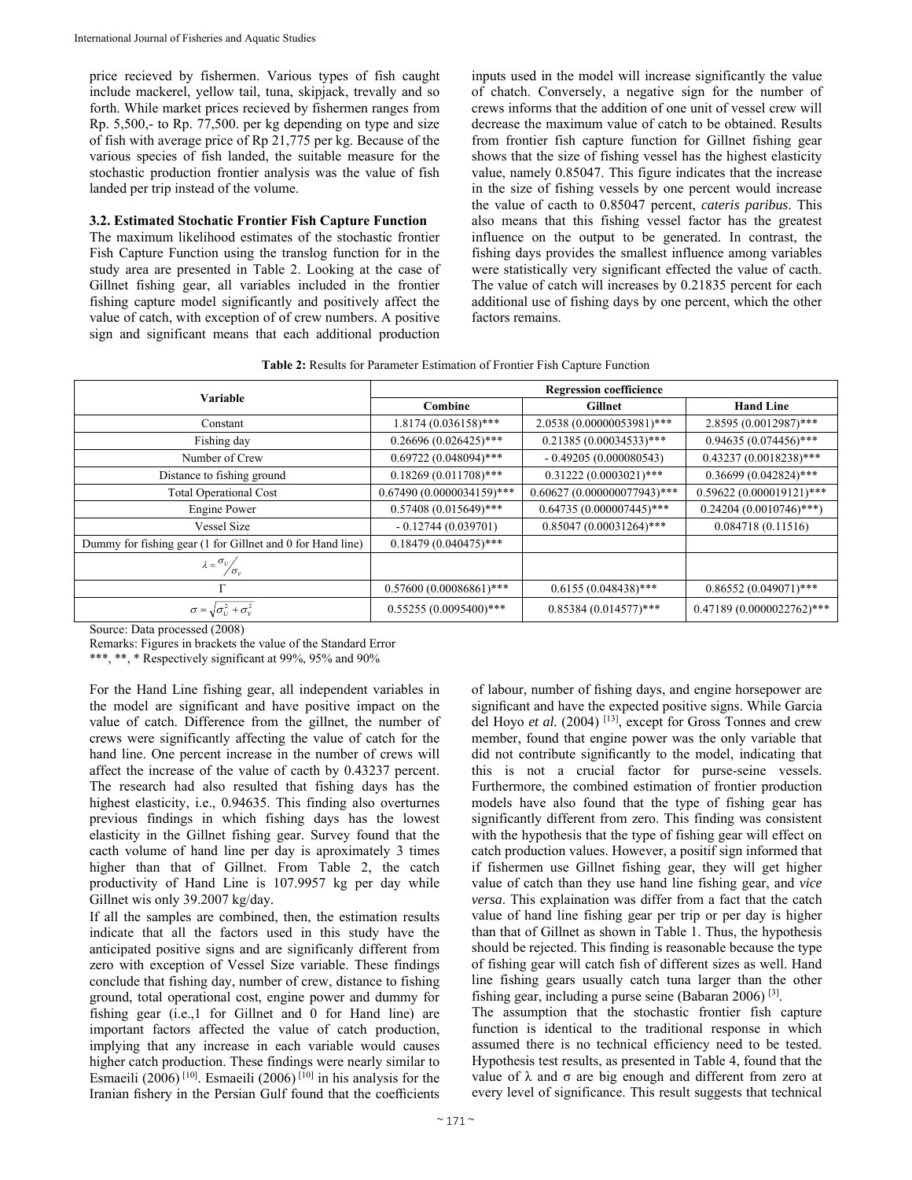price recieved by fishermen. Various types of fish caught include mackerel, yellow tail, tuna, skipjack, trevally and so forth. While market prices recieved by fishermen ranges from Rp. 5,500,- to Rp. 77,500. per kg depending on type and size of fish with average price of Rp 21,775 per kg. Because of the various species of fish landed, the suitable measure for the stochastic production frontier analysis was the value of fish landed per trip instead of the volume.

### 3.2. Estimated Stochatic Frontier Fish Capture Function

The maximum likelihood estimates of the stochastic frontier Fish Capture Function using the translog function for in the study area are presented in Table 2. Looking at the case of Gillnet fishing gear, all variables included in the frontier fishing capture model significantly and positively affect the value of catch, with exception of of crew numbers. A positive sign and significant means that each additional production inputs used in the model will increase significantly the value of chatch. Conversely, a negative sign for the number of crews informs that the addition of one unit of vessel crew will decrease the maximum value of catch to be obtained. Results from frontier fish capture function for Gillnet fishing gear shows that the size of fishing vessel has the highest elasticity value, namely 0.85047. This figure indicates that the increase in the size of fishing vessels by one percent would increase the value of cacth to 0.85047 percent, *cateris paribus*. This also means that this fishing vessel factor has the greatest influence on the output to be generated. In contrast, the fishing days provides the smallest influence among variables were statistically very significant effected the value of cacth. The value of catch will increases by 0.21835 percent for each additional use of fishing days by one percent, which the other factors remains.

**Table 2:** Results for Parameter Estimation of Frontier Fish Capture Function

| Variable | Regression coefficience | | |
|---|---|---|---|
| | Combine | Gillnet | Hand Line |
| Constant | 1.8174 (0.036158)*** | 2.0538 (0.00000053981)*** | 2.8595 (0.0012987)*** |
| Fishing day | 0.26696 (0.026425)*** | 0.21385 (0.00034533)*** | 0.94635 (0.074456)*** |
| Number of Crew | 0.69722 (0.048094)*** | - 0.49205 (0.000080543) | 0.43237 (0.0018238)*** |
| Distance to fishing ground | 0.18269 (0.011708)*** | 0.31222 (0.0003021)*** | 0.36699 (0.042824)*** |
| Total Operational Cost | 0.67490 (0.0000034159)*** | 0.60627 (0.000000077943)*** | 0.59622 (0.000019121)*** |
| Engine Power | 0.57408 (0.015649)*** | 0.64735 (0.000007445)*** | 0.24204 (0.0010746)***) |
| Vessel Size | - 0.12744 (0.039701) | 0.85047 (0.00031264)*** | 0.084718 (0.11516) |
| Dummy for fishing gear (1 for Gillnet and 0 for Hand line) | 0.18479 (0.040475)*** | | |
| $\lambda = \sigma_U / \sigma_V$ | | | |
| Γ | 0.57600 (0.00086861)*** | 0.6155 (0.048438)*** | 0.86552 (0.049071)*** |
| $\sigma = \sqrt{\sigma_U^2 + \sigma_V^2}$ | 0.55255 (0.0095400)*** | 0.85384 (0.014577)*** | 0.47189 (0.0000022762)*** |

Source: Data processed (2008)
Remarks: Figures in brackets the value of the Standard Error
***, **, * Respectively significant at 99%, 95% and 90%

For the Hand Line fishing gear, all independent variables in the model are significant and have positive impact on the value of catch. Difference from the gillnet, the number of crews were significantly affecting the value of catch for the hand line. One percent increase in the number of crews will affect the increase of the value of cacth by 0.43237 percent. The research had also resulted that fishing days has the highest elasticity, i.e., 0.94635. This finding also overturnes previous findings in which fishing days has the lowest elasticity in the Gillnet fishing gear. Survey found that the cacth volume of hand line per day is aproximately 3 times higher than that of Gillnet. From Table 2, the catch productivity of Hand Line is 107.9957 kg per day while Gillnet wis only 39.2007 kg/day.

If all the samples are combined, then, the estimation results indicate that all the factors used in this study have the anticipated positive signs and are significanly different from zero with exception of Vessel Size variable. These findings conclude that fishing day, number of crew, distance to fishing ground, total operational cost, engine power and dummy for fishing gear (i.e.,1 for Gillnet and 0 for Hand line) are important factors affected the value of catch production, implying that any increase in each variable would causes higher catch production. These findings were nearly similar to Esmaeili (2006) [10]. Esmaeili (2006) [10] in his analysis for the Iranian fishery in the Persian Gulf found that the coefficients of labour, number of fishing days, and engine horsepower are significant and have the expected positive signs. While Garcia del Hoyo *et al.* (2004) [13], except for Gross Tonnes and crew member, found that engine power was the only variable that did not contribute significantly to the model, indicating that this is not a crucial factor for purse-seine vessels. Furthermore, the combined estimation of frontier production models have also found that the type of fishing gear has significantly different from zero. This finding was consistent with the hypothesis that the type of fishing gear will effect on catch production values. However, a positif sign informed that if fishermen use Gillnet fishing gear, they will get higher value of catch than they use hand line fishing gear, and *vice versa*. This explaination was differ from a fact that the catch value of hand line fishing gear per trip or per day is higher than that of Gillnet as shown in Table 1. Thus, the hypothesis should be rejected. This finding is reasonable because the type of fishing gear will catch fish of different sizes as well. Hand line fishing gears usually catch tuna larger than the other fishing gear, including a purse seine (Babaran 2006) [3].

The assumption that the stochastic frontier fish capture function is identical to the traditional response in which assumed there is no technical efficiency need to be tested. Hypothesis test results, as presented in Table 4, found that the value of λ and σ are big enough and different from zero at every level of significance. This result suggests that technical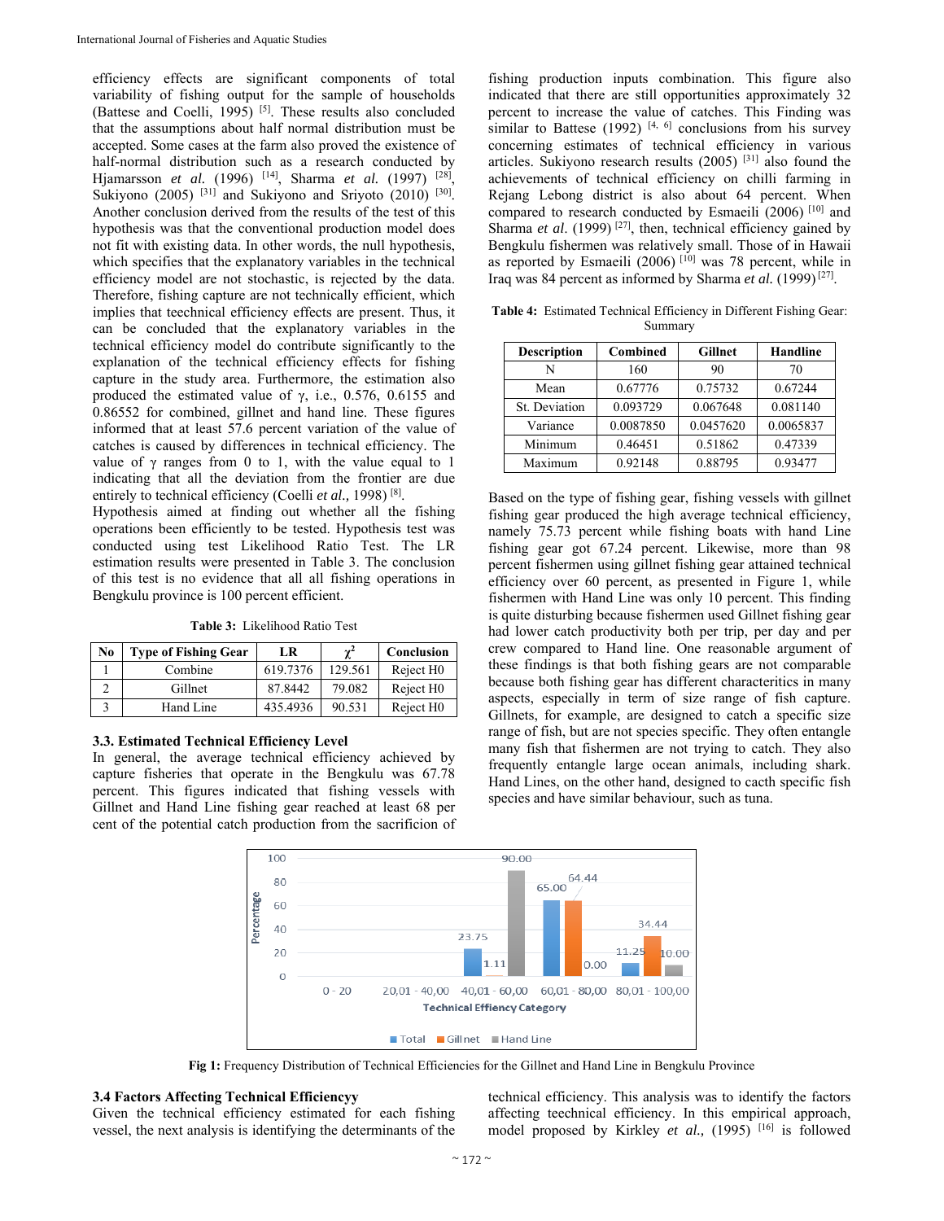efficiency effects are significant components of total variability of fishing output for the sample of households (Battese and Coelli, 1995) [5]. These results also concluded that the assumptions about half normal distribution must be accepted. Some cases at the farm also proved the existence of half-normal distribution such as a research conducted by Hjamarsson *et al.* (1996) [14], Sharma *et al.* (1997) [28], Sukiyono (2005) [31] and Sukiyono and Sriyoto (2010) [30]. Another conclusion derived from the results of the test of this hypothesis was that the conventional production model does not fit with existing data. In other words, the null hypothesis, which specifies that the explanatory variables in the technical efficiency model are not stochastic, is rejected by the data. Therefore, fishing capture are not technically efficient, which implies that teechnical efficiency effects are present. Thus, it can be concluded that the explanatory variables in the technical efficiency model do contribute significantly to the explanation of the technical efficiency effects for fishing capture in the study area. Furthermore, the estimation also produced the estimated value of $\gamma$, i.e., 0.576, 0.6155 and 0.86552 for combined, gillnet and hand line. These figures informed that at least 57.6 percent variation of the value of catches is caused by differences in technical efficiency. The value of $\gamma$ ranges from 0 to 1, with the value equal to 1 indicating that all the deviation from the frontier are due entirely to technical efficiency (Coelli *et al.,* 1998) [8].

Hypothesis aimed at finding out whether all the fishing operations been efficiently to be tested. Hypothesis test was conducted using test Likelihood Ratio Test. The LR estimation results were presented in Table 3. The conclusion of this test is no evidence that all all fishing operations in Bengkulu province is 100 percent efficient.

**Table 3:** Likelihood Ratio Test

| No | Type of Fishing Gear | LR | $\chi^2$ | Conclusion |
|---|---|---|---|---|
| 1 | Combine | 619.7376 | 129.561 | Reject H0 |
| 2 | Gillnet | 87.8442 | 79.082 | Reject H0 |
| 3 | Hand Line | 435.4936 | 90.531 | Reject H0 |

### 3.3. Estimated Technical Efficiency Level

In general, the average technical efficiency achieved by capture fisheries that operate in the Bengkulu was 67.78 percent. This figures indicated that fishing vessels with Gillnet and Hand Line fishing gear reached at least 68 per cent of the potential catch production from the sacrification of fishing production inputs combination. This figure also indicated that there are still opportunities approximately 32 percent to increase the value of catches. This Finding was similar to Battese (1992) [4, 6] conclusions from his survey concerning estimates of technical efficiency in various articles. Sukiyono research results (2005) [31] also found the achievements of technical efficiency on chilli farming in Rejang Lebong district is also about 64 percent. When compared to research conducted by Esmaeili (2006) [10] and Sharma *et al*. (1999) [27], then, technical efficiency gained by Bengkulu fishermen was relatively small. Those of in Hawaii as reported by Esmaeili (2006) [10] was 78 percent, while in Iraq was 84 percent as informed by Sharma *et al.* (1999) [27].

**Table 4:** Estimated Technical Efficiency in Different Fishing Gear: Summary

| Description | Combined | Gillnet | Handline |
|---|---|---|---|
| N | 160 | 90 | 70 |
| Mean | 0.67776 | 0.75732 | 0.67244 |
| St. Deviation | 0.093729 | 0.067648 | 0.081140 |
| Variance | 0.0087850 | 0.0457620 | 0.0065837 |
| Minimum | 0.46451 | 0.51862 | 0.47339 |
| Maximum | 0.92148 | 0.88795 | 0.93477 |

Based on the type of fishing gear, fishing vessels with gillnet fishing gear produced the high average technical efficiency, namely 75.73 percent while fishing boats with hand Line fishing gear got 67.24 percent. Likewise, more than 98 percent fishermen using gillnet fishing gear attained technical efficiency over 60 percent, as presented in Figure 1, while fishermen with Hand Line was only 10 percent. This finding is quite disturbing because fishermen used Gillnet fishing gear had lower catch productivity both per trip, per day and per crew compared to Hand line. One reasonable argument of these findings is that both fishing gears are not comparable because both fishing gear has different characteritics in many aspects, especially in term of size range of fish capture. Gillnets, for example, are designed to catch a specific size range of fish, but are not species specific. They often entangle many fish that fishermen are not trying to catch. They also frequently entangle large ocean animals, including shark. Hand Lines, on the other hand, designed to cacth specific fish species and have similar behaviour, such as tuna.

**Fig 1:** Frequency Distribution of Technical Efficiencies for the Gillnet and Hand Line in Bengkulu Province

### 3.4 Factors Affecting Technical Efficiencyy

Given the technical efficiency estimated for each fishing vessel, the next analysis is identifying the determinants of the technical efficiency. This analysis was to identify the factors affecting teechnical efficiency. In this empirical approach, model proposed by Kirkley *et al.,* (1995) [16] is followed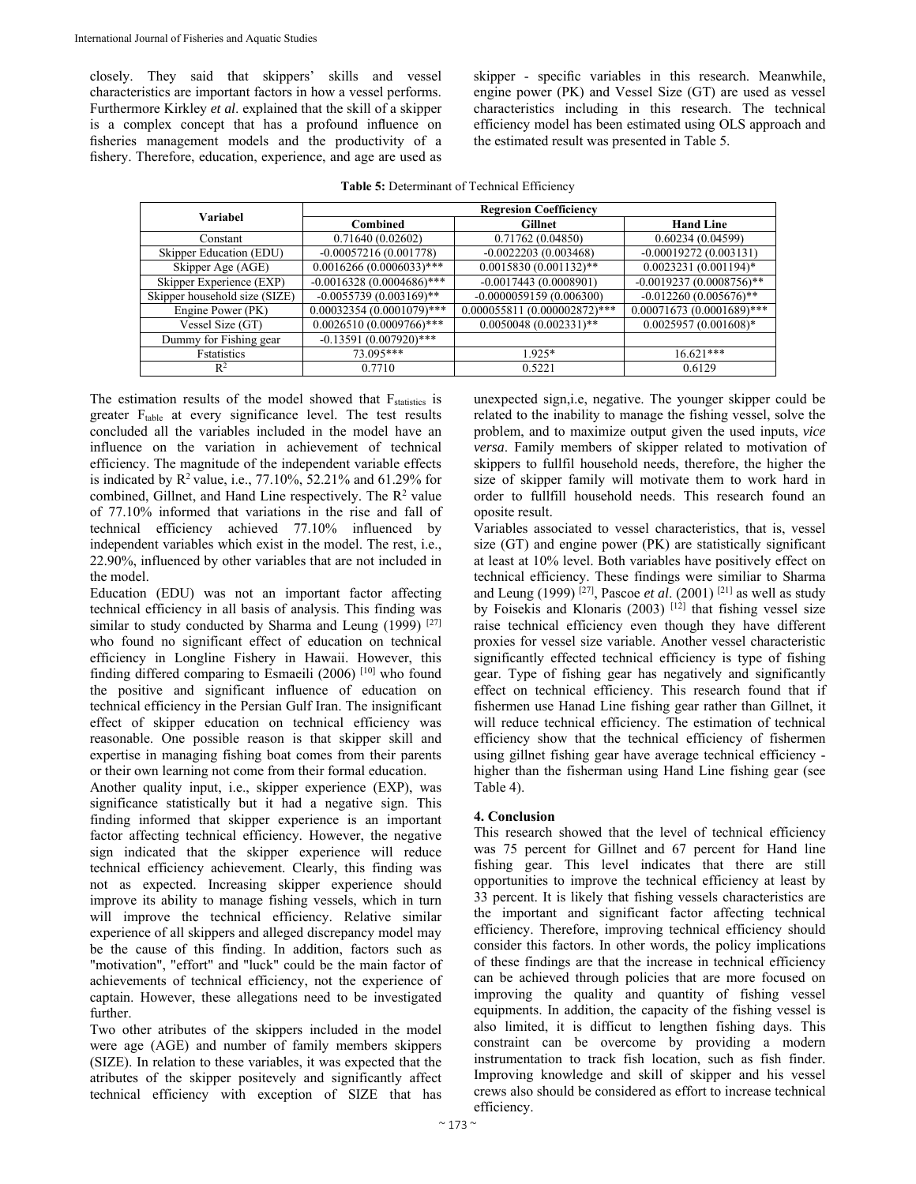closely. They said that skippers' skills and vessel characteristics are important factors in how a vessel performs. Furthermore Kirkley *et al*. explained that the skill of a skipper is a complex concept that has a profound influence on fisheries management models and the productivity of a fishery. Therefore, education, experience, and age are used as skipper - specific variables in this research. Meanwhile, engine power (PK) and Vessel Size (GT) are used as vessel characteristics including in this research. The technical efficiency model has been estimated using OLS approach and the estimated result was presented in Table 5.

**Table 5:** Determinant of Technical Efficiency

| Variabel | Regresion Coefficiency | | |
|---|---|---|---|
| | Combined | Gillnet | Hand Line |
| Constant | 0.71640 (0.02602) | 0.71762 (0.04850) | 0.60234 (0.04599) |
| Skipper Education (EDU) | -0.00057216 (0.001778) | -0.0022203 (0.003468) | -0.00019272 (0.003131) |
| Skipper Age (AGE) | 0.0016266 (0.0006033)*** | 0.0015830 (0.001132)** | 0.0023231 (0.001194)* |
| Skipper Experience (EXP) | -0.0016328 (0.0004686)*** | -0.0017443 (0.0008901) | -0.0019237 (0.0008756)** |
| Skipper household size (SIZE) | -0.0055739 (0.003169)** | -0.0000059159 (0.006300) | -0.012260 (0.005676)** |
| Engine Power (PK) | 0.00032354 (0.0001079)*** | 0.000055811 (0.000002872)*** | 0.00071673 (0.0001689)*** |
| Vessel Size (GT) | 0.0026510 (0.0009766)*** | 0.0050048 (0.002331)** | 0.0025957 (0.001608)* |
| Dummy for Fishing gear | -0.13591 (0.007920)*** | | |
| Fstatistics | 73.095*** | 1.925* | 16.621*** |
| $R^2$ | 0.7710 | 0.5221 | 0.6129 |

The estimation results of the model showed that $F_{statistics}$ is greater $F_{table}$ at every significance level. The test results concluded all the variables included in the model have an influence on the variation in achievement of technical efficiency. The magnitude of the independent variable effects is indicated by $R^2$ value, i.e., 77.10%, 52.21% and 61.29% for combined, Gillnet, and Hand Line respectively. The $R^2$ value of 77.10% informed that variations in the rise and fall of technical efficiency achieved 77.10% influenced by independent variables which exist in the model. The rest, i.e., 22.90%, influenced by other variables that are not included in the model.

Education (EDU) was not an important factor affecting technical efficiency in all basis of analysis. This finding was similar to study conducted by Sharma and Leung (1999) [27] who found no significant effect of education on technical efficiency in Longline Fishery in Hawaii. However, this finding differed comparing to Esmaeili (2006) [10] who found the positive and significant influence of education on technical efficiency in the Persian Gulf Iran. The insignificant effect of skipper education on technical efficiency was reasonable. One possible reason is that skipper skill and expertise in managing fishing boat comes from their parents or their own learning not come from their formal education.

Another quality input, i.e., skipper experience (EXP), was significance statistically but it had a negative sign. This finding informed that skipper experience is an important factor affecting technical efficiency. However, the negative sign indicated that the skipper experience will reduce technical efficiency achievement. Clearly, this finding was not as expected. Increasing skipper experience should improve its ability to manage fishing vessels, which in turn will improve the technical efficiency. Relative similar experience of all skippers and alleged discrepancy model may be the cause of this finding. In addition, factors such as "motivation", "effort" and "luck" could be the main factor of achievements of technical efficiency, not the experience of captain. However, these allegations need to be investigated further.

Two other atributes of the skippers included in the model were age (AGE) and number of family members skippers (SIZE). In relation to these variables, it was expected that the atributes of the skipper positevely and significantly affect technical efficiency with exception of SIZE that has unexpected sign,i.e, negative. The younger skipper could be related to the inability to manage the fishing vessel, solve the problem, and to maximize output given the used inputs, *vice versa*. Family members of skipper related to motivation of skippers to fullfil household needs, therefore, the higher the size of skipper family will motivate them to work hard in order to fullfill household needs. This research found an oposite result.

Variables associated to vessel characteristics, that is, vessel size (GT) and engine power (PK) are statistically significant at least at 10% level. Both variables have positively effect on technical efficiency. These findings were similiar to Sharma and Leung (1999) [27], Pascoe *et al*. (2001) [21] as well as study by Foisekis and Klonaris (2003) [12] that fishing vessel size raise technical efficiency even though they have different proxies for vessel size variable. Another vessel characteristic significantly effected technical efficiency is type of fishing gear. Type of fishing gear has negatively and significantly effect on technical efficiency. This research found that if fishermen use Hanad Line fishing gear rather than Gillnet, it will reduce technical efficiency. The estimation of technical efficiency show that the technical efficiency of fishermen using gillnet fishing gear have average technical efficiency - higher than the fisherman using Hand Line fishing gear (see Table 4).

## 4. Conclusion

This research showed that the level of technical efficiency was 75 percent for Gillnet and 67 percent for Hand line fishing gear. This level indicates that there are still opportunities to improve the technical efficiency at least by 33 percent. It is likely that fishing vessels characteristics are the important and significant factor affecting technical efficiency. Therefore, improving technical efficiency should consider this factors. In other words, the policy implications of these findings are that the increase in technical efficiency can be achieved through policies that are more focused on improving the quality and quantity of fishing vessel equipments. In addition, the capacity of the fishing vessel is also limited, it is difficut to lengthen fishing days. This constraint can be overcome by providing a modern instrumentation to track fish location, such as fish finder. Improving knowledge and skill of skipper and his vessel crews also should be considered as effort to increase technical efficiency.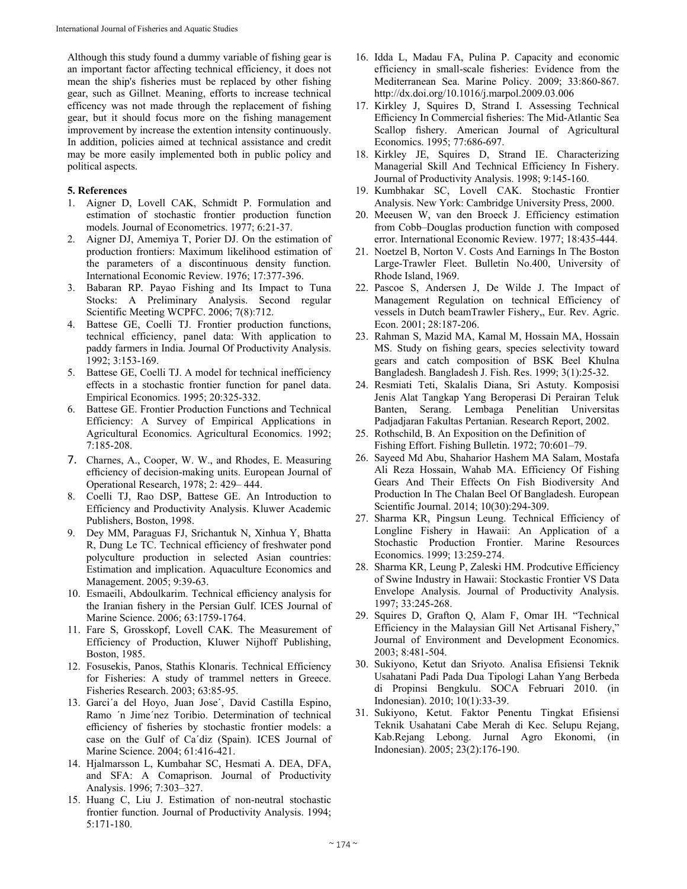Although this study found a dummy variable of fishing gear is an important factor affecting technical efficiency, it does not mean the ship's fisheries must be replaced by other fishing gear, such as Gillnet. Meaning, efforts to increase technical efficency was not made through the replacement of fishing gear, but it should focus more on the fishing management improvement by increase the extention intensity continuously. In addition, policies aimed at technical assistance and credit may be more easily implemented both in public policy and political aspects.

### 5. References

1. Aigner D, Lovell CAK, Schmidt P. Formulation and estimation of stochastic frontier production function models. Journal of Econometrics. 1977; 6:21-37.
2. Aigner DJ, Amemiya T, Porier DJ. On the estimation of production frontiers: Maximum likelihood estimation of the parameters of a discontinuous density function. International Economic Review. 1976; 17:377-396.
3. Babaran RP. Payao Fishing and Its Impact to Tuna Stocks: A Preliminary Analysis. Second regular Scientific Meeting WCPFC. 2006; 7(8):712.
4. Battese GE, Coelli TJ. Frontier production functions, technical efficiency, panel data: With application to paddy farmers in India. Journal Of Productivity Analysis. 1992; 3:153-169.
5. Battese GE, Coelli TJ. A model for technical inefficiency effects in a stochastic frontier function for panel data. Empirical Economics. 1995; 20:325-332.
6. Battese GE. Frontier Production Functions and Technical Efficiency: A Survey of Empirical Applications in Agricultural Economics. Agricultural Economics. 1992; 7:185-208.
7. Charnes, A., Cooper, W. W., and Rhodes, E. Measuring efficiency of decision-making units. European Journal of Operational Research, 1978; 2: 429– 444.
8. Coelli TJ, Rao DSP, Battese GE. An Introduction to Efficiency and Productivity Analysis. Kluwer Academic Publishers, Boston, 1998.
9. Dey MM, Paraguas FJ, Srichantuk N, Xinhua Y, Bhatta R, Dung Le TC. Technical efficiency of freshwater pond polyculture production in selected Asian countries: Estimation and implication. Aquaculture Economics and Management. 2005; 9:39-63.
10. Esmaeili, Abdoulkarim. Technical efficiency analysis for the Iranian fishery in the Persian Gulf. ICES Journal of Marine Science. 2006; 63:1759-1764.
11. Fare S, Grosskopf, Lovell CAK. The Measurement of Efficiency of Production, Kluwer Nijhoff Publishing, Boston, 1985.
12. Fosusekis, Panos, Stathis Klonaris. Technical Efficiency for Fisheries: A study of trammel netters in Greece. Fisheries Research. 2003; 63:85-95.
13. Garci´a del Hoyo, Juan Jose´, David Castilla Espino, Ramo ´n Jime´nez Toribio. Determination of technical efficiency of fisheries by stochastic frontier models: a case on the Gulf of Ca´diz (Spain). ICES Journal of Marine Science. 2004; 61:416-421.
14. Hjalmarsson L, Kumbahar SC, Hesmati A. DEA, DFA, and SFA: A Comaprison. Journal of Productivity Analysis. 1996; 7:303–327.
15. Huang C, Liu J. Estimation of non-neutral stochastic frontier function. Journal of Productivity Analysis. 1994; 5:171-180.
16. Idda L, Madau FA, Pulina P. Capacity and economic efficiency in small-scale fisheries: Evidence from the Mediterranean Sea. Marine Policy. 2009; 33:860-867. http://dx.doi.org/10.1016/j.marpol.2009.03.006
17. Kirkley J, Squires D, Strand I. Assessing Technical Efficiency In Commercial fisheries: The Mid-Atlantic Sea Scallop fishery. American Journal of Agricultural Economics. 1995; 77:686-697.
18. Kirkley JE, Squires D, Strand IE. Characterizing Managerial Skill And Technical Efficiency In Fishery. Journal of Productivity Analysis. 1998; 9:145-160.
19. Kumbhakar SC, Lovell CAK. Stochastic Frontier Analysis. New York: Cambridge University Press, 2000.
20. Meeusen W, van den Broeck J. Efficiency estimation from Cobb–Douglas production function with composed error. International Economic Review. 1977; 18:435-444.
21. Noetzel B, Norton V. Costs And Earnings In The Boston Large-Trawler Fleet. Bulletin No.400, University of Rhode Island, 1969.
22. Pascoe S, Andersen J, De Wilde J. The Impact of Management Regulation on technical Efficiency of vessels in Dutch beamTrawler Fishery,, Eur. Rev. Agric. Econ. 2001; 28:187-206.
23. Rahman S, Mazid MA, Kamal M, Hossain MA, Hossain MS. Study on fishing gears, species selectivity toward gears and catch composition of BSK Beel Khulna Bangladesh. Bangladesh J. Fish. Res. 1999; 3(1):25-32.
24. Resmiati Teti, Skalalis Diana, Sri Astuty. Komposisi Jenis Alat Tangkap Yang Beroperasi Di Perairan Teluk Banten, Serang. Lembaga Penelitian Universitas Padjadjaran Fakultas Pertanian. Research Report, 2002.
25. Rothschild, B. An Exposition on the Definition of Fishing Effort. Fishing Bulletin. 1972; 70:601–79.
26. Sayeed Md Abu, Shaharior Hashem MA Salam, Mostafa Ali Reza Hossain, Wahab MA. Efficiency Of Fishing Gears And Their Effects On Fish Biodiversity And Production In The Chalan Beel Of Bangladesh. European Scientific Journal. 2014; 10(30):294-309.
27. Sharma KR, Pingsun Leung. Technical Efficiency of Longline Fishery in Hawaii: An Application of a Stochastic Production Frontier. Marine Resources Economics. 1999; 13:259-274.
28. Sharma KR, Leung P, Zaleski HM. Prodcutive Efficiency of Swine Industry in Hawaii: Stockastic Frontier VS Data Envelope Analysis. Journal of Productivity Analysis. 1997; 33:245-268.
29. Squires D, Grafton Q, Alam F, Omar IH. "Technical Efficiency in the Malaysian Gill Net Artisanal Fishery," Journal of Environment and Development Economics. 2003; 8:481-504.
30. Sukiyono, Ketut dan Sriyoto. Analisa Efisiensi Teknik Usahatani Padi Pada Dua Tipologi Lahan Yang Berbeda di Propinsi Bengkulu. SOCA Februari 2010. (in Indonesian). 2010; 10(1):33-39.
31. Sukiyono, Ketut. Faktor Penentu Tingkat Efisiensi Teknik Usahatani Cabe Merah di Kec. Selupu Rejang, Kab.Rejang Lebong. Jurnal Agro Ekonomi, (in Indonesian). 2005; 23(2):176-190.